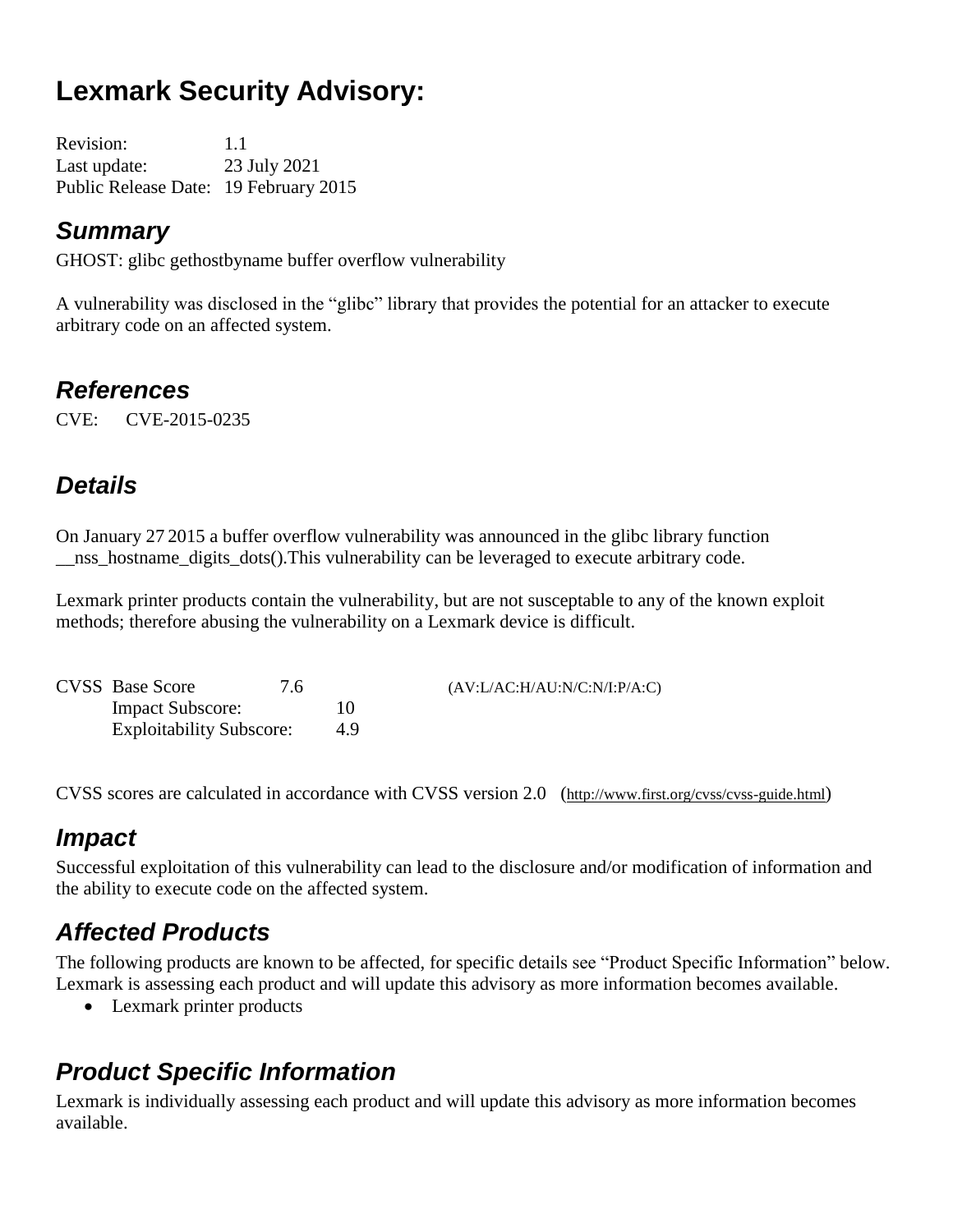# Lexmark Security Advisory:

Revision: 1.1
Last update: 23 July 2021
Public Release Date: 19 February 2015

## *Summary*

GHOST: glibc gethostbyname buffer overflow vulnerability

A vulnerability was disclosed in the "glibc" library that provides the potential for an attacker to execute arbitrary code on an affected system.

## *References*

CVE: CVE-2015-0235

## *Details*

On January 27 2015 a buffer overflow vulnerability was announced in the glibc library function __nss_hostname_digits_dots().This vulnerability can be leveraged to execute arbitrary code.

Lexmark printer products contain the vulnerability, but are not susceptable to any of the known exploit methods; therefore abusing the vulnerability on a Lexmark device is difficult.

| CVSS | | | |
|---|---|---|---|
| Base Score | 7.6 | | (AV:L/AC:H/AU:N/C:N/I:P/A:C) |
| Impact Subscore: | | 10 | |
| Exploitability Subscore: | | 4.9 | |

CVSS scores are calculated in accordance with CVSS version 2.0 (http://www.first.org/cvss/cvss-guide.html)

## *Impact*

Successful exploitation of this vulnerability can lead to the disclosure and/or modification of information and the ability to execute code on the affected system.

## *Affected Products*

The following products are known to be affected, for specific details see "Product Specific Information" below. Lexmark is assessing each product and will update this advisory as more information becomes available.

- Lexmark printer products

## *Product Specific Information*

Lexmark is individually assessing each product and will update this advisory as more information becomes available.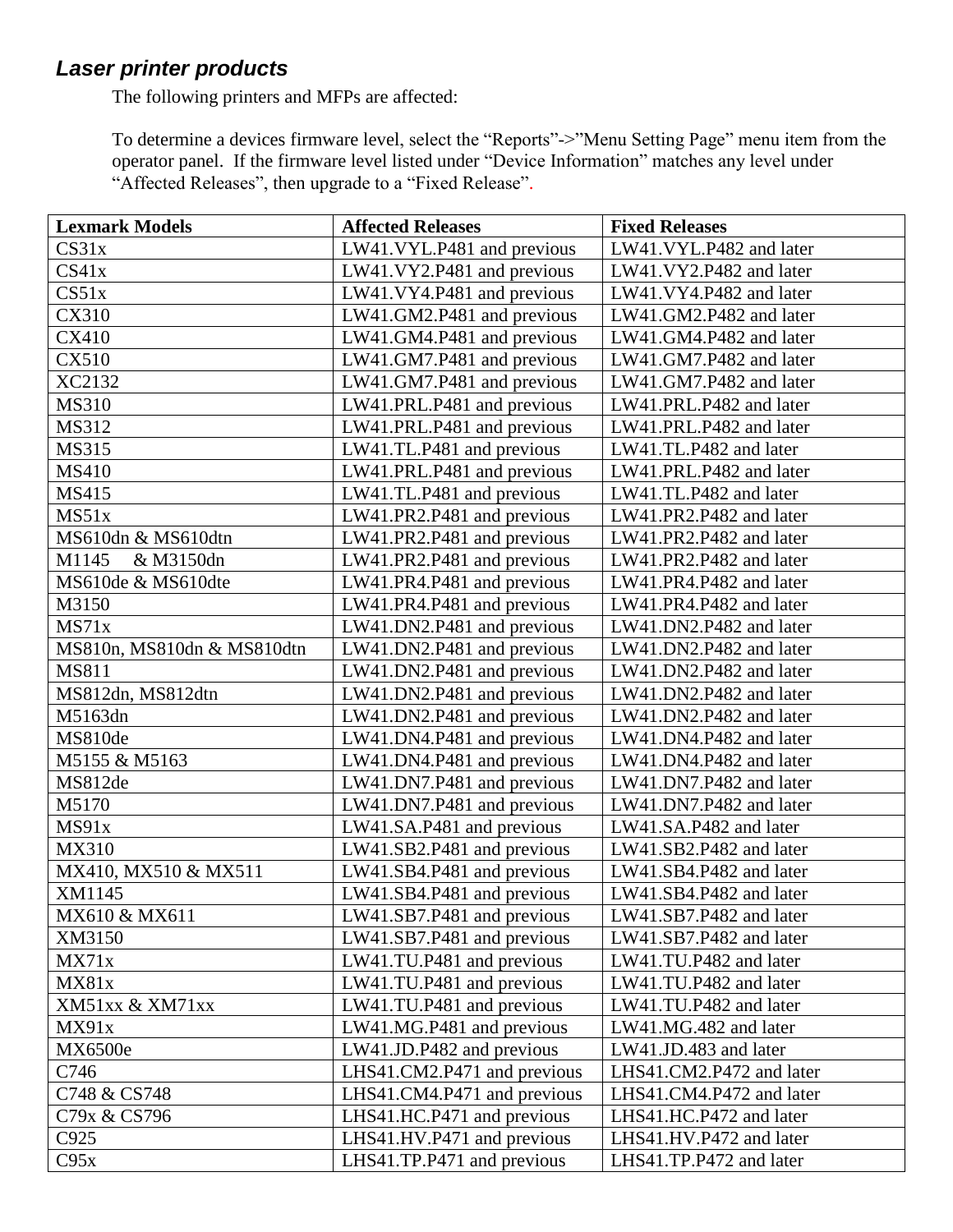### *Laser printer products*

The following printers and MFPs are affected:

To determine a devices firmware level, select the “Reports”->”Menu Setting Page” menu item from the operator panel. If the firmware level listed under “Device Information” matches any level under “Affected Releases”, then upgrade to a “Fixed Release”.

| **Lexmark Models** | **Affected Releases** | **Fixed Releases** |
|---|---|---|
| CS31x | LW41.VYL.P481 and previous | LW41.VYL.P482 and later |
| CS41x | LW41.VY2.P481 and previous | LW41.VY2.P482 and later |
| CS51x | LW41.VY4.P481 and previous | LW41.VY4.P482 and later |
| CX310 | LW41.GM2.P481 and previous | LW41.GM2.P482 and later |
| CX410 | LW41.GM4.P481 and previous | LW41.GM4.P482 and later |
| CX510 | LW41.GM7.P481 and previous | LW41.GM7.P482 and later |
| XC2132 | LW41.GM7.P481 and previous | LW41.GM7.P482 and later |
| MS310 | LW41.PRL.P481 and previous | LW41.PRL.P482 and later |
| MS312 | LW41.PRL.P481 and previous | LW41.PRL.P482 and later |
| MS315 | LW41.TL.P481 and previous | LW41.TL.P482 and later |
| MS410 | LW41.PRL.P481 and previous | LW41.PRL.P482 and later |
| MS415 | LW41.TL.P481 and previous | LW41.TL.P482 and later |
| MS51x | LW41.PR2.P481 and previous | LW41.PR2.P482 and later |
| MS610dn & MS610dtn | LW41.PR2.P481 and previous | LW41.PR2.P482 and later |
| M1145 & M3150dn | LW41.PR2.P481 and previous | LW41.PR2.P482 and later |
| MS610de & MS610dte | LW41.PR4.P481 and previous | LW41.PR4.P482 and later |
| M3150 | LW41.PR4.P481 and previous | LW41.PR4.P482 and later |
| MS71x | LW41.DN2.P481 and previous | LW41.DN2.P482 and later |
| MS810n, MS810dn & MS810dtn | LW41.DN2.P481 and previous | LW41.DN2.P482 and later |
| MS811 | LW41.DN2.P481 and previous | LW41.DN2.P482 and later |
| MS812dn, MS812dtn | LW41.DN2.P481 and previous | LW41.DN2.P482 and later |
| M5163dn | LW41.DN2.P481 and previous | LW41.DN2.P482 and later |
| MS810de | LW41.DN4.P481 and previous | LW41.DN4.P482 and later |
| M5155 & M5163 | LW41.DN4.P481 and previous | LW41.DN4.P482 and later |
| MS812de | LW41.DN7.P481 and previous | LW41.DN7.P482 and later |
| M5170 | LW41.DN7.P481 and previous | LW41.DN7.P482 and later |
| MS91x | LW41.SA.P481 and previous | LW41.SA.P482 and later |
| MX310 | LW41.SB2.P481 and previous | LW41.SB2.P482 and later |
| MX410, MX510 & MX511 | LW41.SB4.P481 and previous | LW41.SB4.P482 and later |
| XM1145 | LW41.SB4.P481 and previous | LW41.SB4.P482 and later |
| MX610 & MX611 | LW41.SB7.P481 and previous | LW41.SB7.P482 and later |
| XM3150 | LW41.SB7.P481 and previous | LW41.SB7.P482 and later |
| MX71x | LW41.TU.P481 and previous | LW41.TU.P482 and later |
| MX81x | LW41.TU.P481 and previous | LW41.TU.P482 and later |
| XM51xx & XM71xx | LW41.TU.P481 and previous | LW41.TU.P482 and later |
| MX91x | LW41.MG.P481 and previous | LW41.MG.482 and later |
| MX6500e | LW41.JD.P482 and previous | LW41.JD.483 and later |
| C746 | LHS41.CM2.P471 and previous | LHS41.CM2.P472 and later |
| C748 & CS748 | LHS41.CM4.P471 and previous | LHS41.CM4.P472 and later |
| C79x & CS796 | LHS41.HC.P471 and previous | LHS41.HC.P472 and later |
| C925 | LHS41.HV.P471 and previous | LHS41.HV.P472 and later |
| C95x | LHS41.TP.P471 and previous | LHS41.TP.P472 and later |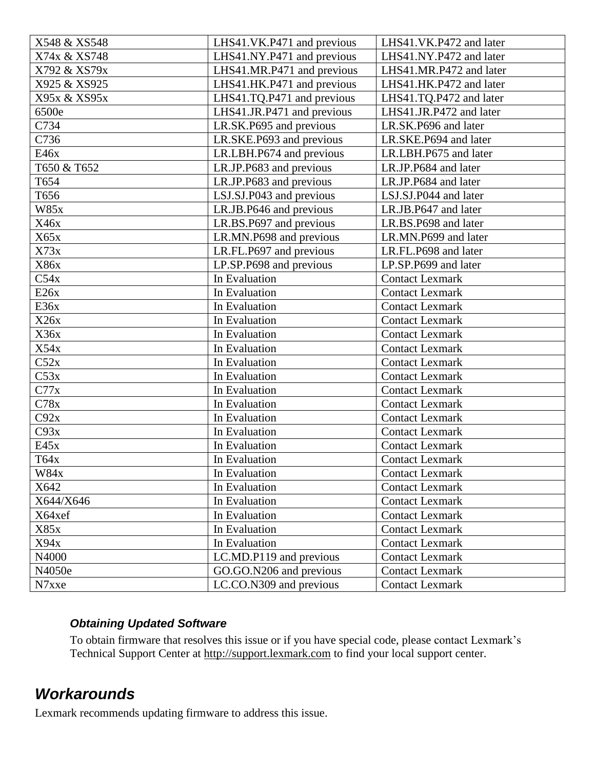| X548 & XS548 | LHS41.VK.P471 and previous | LHS41.VK.P472 and later |
|---|---|---|
| X74x & XS748 | LHS41.NY.P471 and previous | LHS41.NY.P472 and later |
| X792 & XS79x | LHS41.MR.P471 and previous | LHS41.MR.P472 and later |
| X925 & XS925 | LHS41.HK.P471 and previous | LHS41.HK.P472 and later |
| X95x & XS95x | LHS41.TQ.P471 and previous | LHS41.TQ.P472 and later |
| 6500e | LHS41.JR.P471 and previous | LHS41.JR.P472 and later |
| C734 | LR.SK.P695 and previous | LR.SK.P696 and later |
| C736 | LR.SKE.P693 and previous | LR.SKE.P694 and later |
| E46x | LR.LBH.P674 and previous | LR.LBH.P675 and later |
| T650 & T652 | LR.JP.P683 and previous | LR.JP.P684 and later |
| T654 | LR.JP.P683 and previous | LR.JP.P684 and later |
| T656 | LSJ.SJ.P043 and previous | LSJ.SJ.P044 and later |
| W85x | LR.JB.P646 and previous | LR.JB.P647 and later |
| X46x | LR.BS.P697 and previous | LR.BS.P698 and later |
| X65x | LR.MN.P698 and previous | LR.MN.P699 and later |
| X73x | LR.FL.P697 and previous | LR.FL.P698 and later |
| X86x | LP.SP.P698 and previous | LP.SP.P699 and later |
| C54x | In Evaluation | Contact Lexmark |
| E26x | In Evaluation | Contact Lexmark |
| E36x | In Evaluation | Contact Lexmark |
| X26x | In Evaluation | Contact Lexmark |
| X36x | In Evaluation | Contact Lexmark |
| X54x | In Evaluation | Contact Lexmark |
| C52x | In Evaluation | Contact Lexmark |
| C53x | In Evaluation | Contact Lexmark |
| C77x | In Evaluation | Contact Lexmark |
| C78x | In Evaluation | Contact Lexmark |
| C92x | In Evaluation | Contact Lexmark |
| C93x | In Evaluation | Contact Lexmark |
| E45x | In Evaluation | Contact Lexmark |
| T64x | In Evaluation | Contact Lexmark |
| W84x | In Evaluation | Contact Lexmark |
| X642 | In Evaluation | Contact Lexmark |
| X644/X646 | In Evaluation | Contact Lexmark |
| X64xef | In Evaluation | Contact Lexmark |
| X85x | In Evaluation | Contact Lexmark |
| X94x | In Evaluation | Contact Lexmark |
| N4000 | LC.MD.P119 and previous | Contact Lexmark |
| N4050e | GO.GO.N206 and previous | Contact Lexmark |
| N7xxe | LC.CO.N309 and previous | Contact Lexmark |

### *Obtaining Updated Software*

To obtain firmware that resolves this issue or if you have special code, please contact Lexmark's Technical Support Center at http://support.lexmark.com to find your local support center.

## *Workarounds*

Lexmark recommends updating firmware to address this issue.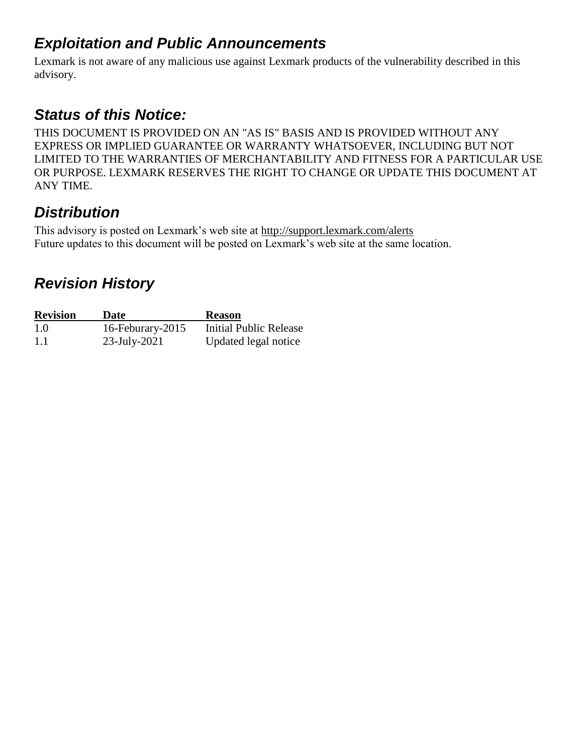## *Exploitation and Public Announcements*

Lexmark is not aware of any malicious use against Lexmark products of the vulnerability described in this advisory.

## *Status of this Notice:*

THIS DOCUMENT IS PROVIDED ON AN "AS IS" BASIS AND IS PROVIDED WITHOUT ANY EXPRESS OR IMPLIED GUARANTEE OR WARRANTY WHATSOEVER, INCLUDING BUT NOT LIMITED TO THE WARRANTIES OF MERCHANTABILITY AND FITNESS FOR A PARTICULAR USE OR PURPOSE. LEXMARK RESERVES THE RIGHT TO CHANGE OR UPDATE THIS DOCUMENT AT ANY TIME.

## *Distribution*

This advisory is posted on Lexmark's web site at http://support.lexmark.com/alerts
Future updates to this document will be posted on Lexmark's web site at the same location.

## *Revision History*

| Revision | Date | Reason |
|---|---|---|
| 1.0 | 16-Feburary-2015 | Initial Public Release |
| 1.1 | 23-July-2021 | Updated legal notice |